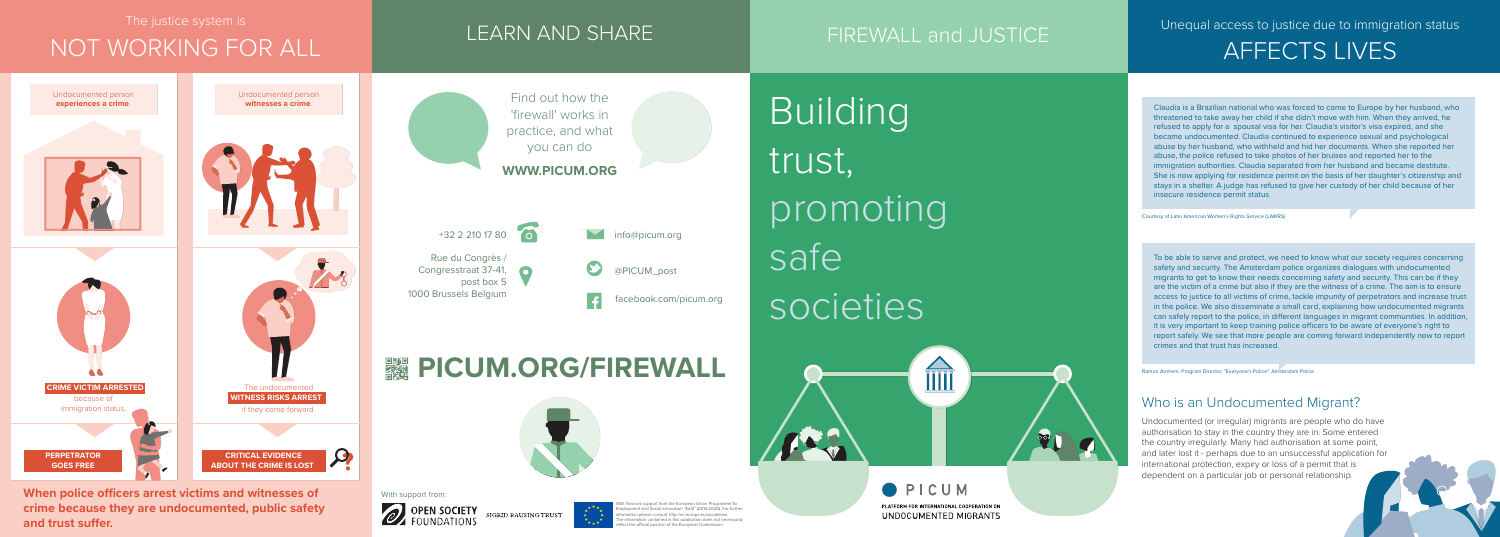The justice system is
# NOT WORKING FOR ALL

Undocumented person **experiences a crime**

Undocumented person **witnesses a crime**

**CRIME VICTIM ARRESTED** because of immigration status.

The undocumented **WITNESS RISKS ARREST** if they come forward.

**PERPETRATOR GOES FREE**

**CRITICAL EVIDENCE ABOUT THE CRIME IS LOST**

**When police officers arrest victims and witnesses of crime because they are undocumented, public safety and trust suffer.**

# LEARN AND SHARE

Find out how the 'firewall' works in practice, and what you can do

**WWW.PICUM.ORG**

+32 2 210 17 80

info@picum.org

Rue du Congrès / Congresstraat 37-41, post box 5
1000 Brussels Belgium

@PICUM_post

facebook.com/picum.org

## PICUM.ORG/FIREWALL

With support from:

OPEN SOCIETY FOUNDATIONS

SIGRID RAUSING TRUST

With financial support from the European Union Programme for Employment and Social Innovation "EaSI" (2014-2020). For further information please consult: http://ec.europa.eu/social/easi. The information contained in this publication does not necessarily reflect the official position of the European Commission.

# FIREWALL and JUSTICE

Building trust, promoting safe societies

PICUM
PLATFORM FOR INTERNATIONAL COOPERATION ON UNDOCUMENTED MIGRANTS

Unequal access to justice due to immigration status
# AFFECTS LIVES

Claudia is a Brazilian national who was forced to come to Europe by her husband, who threatened to take away her child if she didn't move with him. When they arrived, he refused to apply for a spousal visa for her. Claudia's visitor's visa expired, and she became undocumented. Claudia continued to experience sexual and psychological abuse by her husband, who withheld and hid her documents. When she reported her abuse, the police refused to take photos of her bruises and reported her to the immigration authorities. Claudia separated from her husband and became destitute. She is now applying for residence permit on the basis of her daughter's citizenship and stays in a shelter. A judge has refused to give her custody of her child because of her insecure residence permit status.

Courtesy of Latin American Women's Rights Service (LAWRS)

To be able to serve and protect, we need to know what our society requires concerning safety and security. The Amsterdam police organizes dialogues with undocumented migrants to get to know their needs concerning safety and security. This can be if they are the victim of a crime but also if they are the witness of a crime. The aim is to ensure access to justice to all victims of crime, tackle impunity of perpetrators and increase trust in the police. We also disseminate a small card, explaining how undocumented migrants can safely report to the police, in different languages in migrant communities. In addition, it is very important to keep training police officers to be aware of everyone's right to report safely. We see that more people are coming forward independently now to report crimes and that trust has increased.

Ramon Amhem, Program Director "Everyone's Police", Amsterdam Police

## Who is an Undocumented Migrant?

Undocumented (or irregular) migrants are people who do have authorisation to stay in the country they are in. Some entered the country irregularly. Many had authorisation at some point, and later lost it - perhaps due to an unsuccessful application for international protection, expiry or loss of a permit that is dependent on a particular job or personal relationship.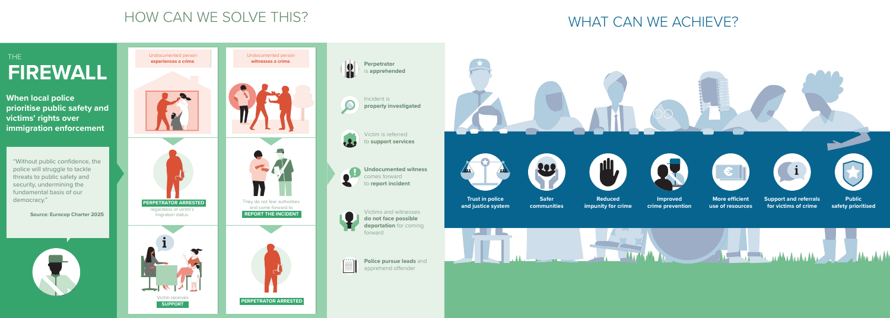# HOW CAN WE SOLVE THIS?

## THE FIREWALL

**When local police prioritise public safety and victims' rights over immigration enforcement**

"Without public confidence, the police will struggle to tackle threats to public safety and security, undermining the fundamental basis of our democracy."

**Source: Eurocop Charter 2025**

Undocumented person **experiences a crime**

**PERPETRATOR ARRESTED** regardless of victim's migration status.

Victim receives **SUPPORT**

Undocumented person **witnesses a crime**

They do not fear authorities and come forward to **REPORT THE INCIDENT**

**PERPETRATOR ARRESTED**

- **Perpetrator** is **apprehended**
- Incident is **properly investigated**
- Victim is referred to **support services**
- **Undocumented witness** comes forward to **report incident**
- Victims and witnesses **do not face possible deportation** for coming forward
- **Police pursue leads** and apprehend offender

# WHAT CAN WE ACHIEVE?

- **Trust in police and justice system**
- **Safer communities**
- **Reduced impunity for crime**
- **Improved crime prevention**
- **More efficient use of resources**
- **Support and referrals for victims of crime**
- **Public safety prioritised**